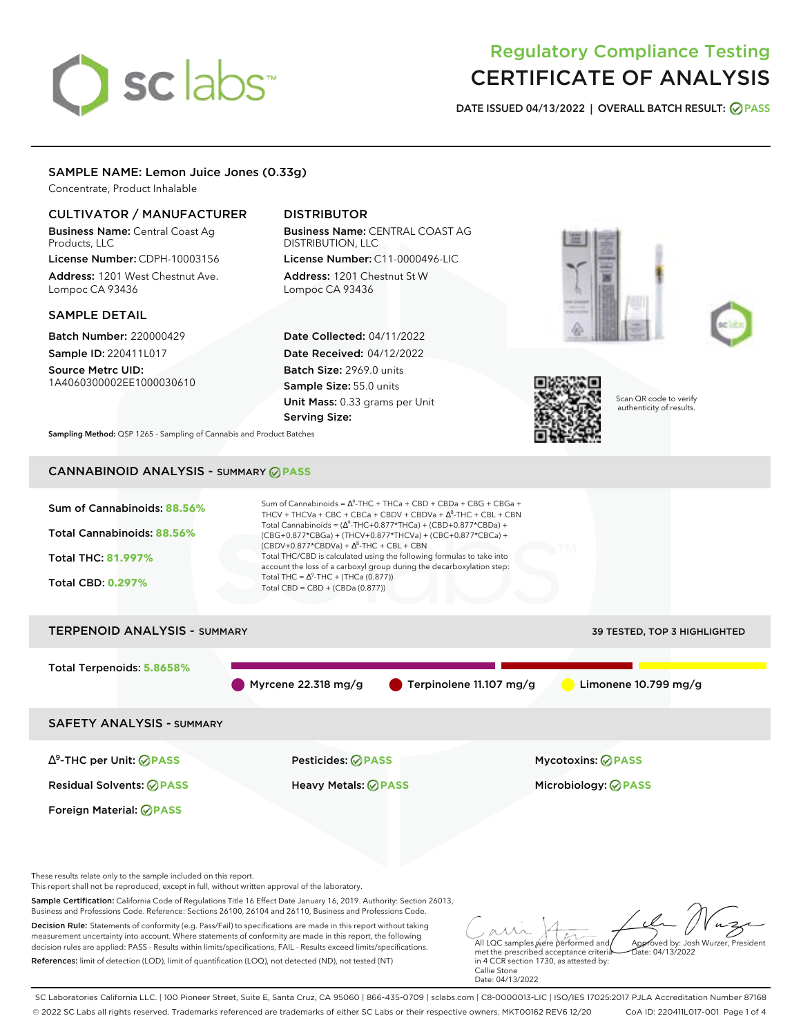# Regulatory Compliance Testing
# CERTIFICATE OF ANALYSIS

**DATE ISSUED 04/13/2022 | OVERALL BATCH RESULT: PASS**

## SAMPLE NAME: Lemon Juice Jones (0.33g)

Concentrate, Product Inhalable

### CULTIVATOR / MANUFACTURER

**Business Name:** Central Coast Ag Products, LLC

**License Number:** CDPH-10003156

**Address:** 1201 West Chestnut Ave. Lompoc CA 93436

### DISTRIBUTOR

**Business Name:** CENTRAL COAST AG DISTRIBUTION, LLC

**License Number:** C11-0000496-LIC

**Address:** 1201 Chestnut St W Lompoc CA 93436

### SAMPLE DETAIL

**Batch Number:** 220000429

**Sample ID:** 220411L017

**Source Metrc UID:** 1A4060300002EE1000030610

**Date Collected:** 04/11/2022

**Date Received:** 04/12/2022

**Batch Size:** 2969.0 units

**Sample Size:** 55.0 units

**Unit Mass:** 0.33 grams per Unit

**Serving Size:**

Scan QR code to verify authenticity of results.

**Sampling Method:** QSP 1265 - Sampling of Cannabis and Product Batches

## CANNABINOID ANALYSIS - SUMMARY PASS

**Sum of Cannabinoids:** 88.56%

**Total Cannabinoids:** 88.56%

**Total THC:** 81.997%

**Total CBD:** 0.297%

Sum of Cannabinoids = $\Delta^9$-THC + THCa + CBD + CBDa + CBG + CBGa + THCV + THCVa + CBC + CBCa + CBDV + CBDVa + $\Delta^8$-THC + CBL + CBN

Total Cannabinoids = ($\Delta^9$-THC+0.877*THCa) + (CBD+0.877*CBDa) + (CBG+0.877*CBGa) + (THCV+0.877*THCVa) + (CBC+0.877*CBCa) + (CBDV+0.877*CBDVa) + $\Delta^8$-THC + CBL + CBN

Total THC/CBD is calculated using the following formulas to take into account the loss of a carboxyl group during the decarboxylation step:

Total THC = $\Delta^9$-THC + (THCa (0.877))

Total CBD = CBD + (CBDa (0.877))

## TERPENOID ANALYSIS - SUMMARY

39 TESTED, TOP 3 HIGHLIGHTED

**Total Terpenoids:** 5.8658%

Myrcene 22.318 mg/g | Terpinolene 11.107 mg/g | Limonene 10.799 mg/g

## SAFETY ANALYSIS - SUMMARY

| | | |
|---|---|---|
| $\Delta^9$-THC per Unit: PASS | Pesticides: PASS | Mycotoxins: PASS |
| Residual Solvents: PASS | Heavy Metals: PASS | Microbiology: PASS |
| Foreign Material: PASS | | |

These results relate only to the sample included on this report.
This report shall not be reproduced, except in full, without written approval of the laboratory.

**Sample Certification:** California Code of Regulations Title 16 Effect Date January 16, 2019. Authority: Section 26013, Business and Professions Code. Reference: Sections 26100, 26104 and 26110, Business and Professions Code.

**Decision Rule:** Statements of conformity (e.g. Pass/Fail) to specifications are made in this report without taking measurement uncertainty into account. Where statements of conformity are made in this report, the following decision rules are applied: PASS - Results within limits/specifications, FAIL - Results exceed limits/specifications.

**References:** limit of detection (LOD), limit of quantification (LOQ), not detected (ND), not tested (NT)

All LQC samples were performed and met the prescribed acceptance criteria in 4 CCR section 1730, as attested by: Callie Stone Date: 04/13/2022

Approved by: Josh Wurzer, President Date: 04/13/2022

SC Laboratories California LLC. | 100 Pioneer Street, Suite E, Santa Cruz, CA 95060 | 866-435-0709 | sclabs.com | C8-0000013-LIC | ISO/IES 17025:2017 PJLA Accreditation Number 87168
© 2022 SC Labs all rights reserved. Trademarks referenced are trademarks of either SC Labs or their respective owners. MKT00162 REV6 12/20 CoA ID: 220411L017-001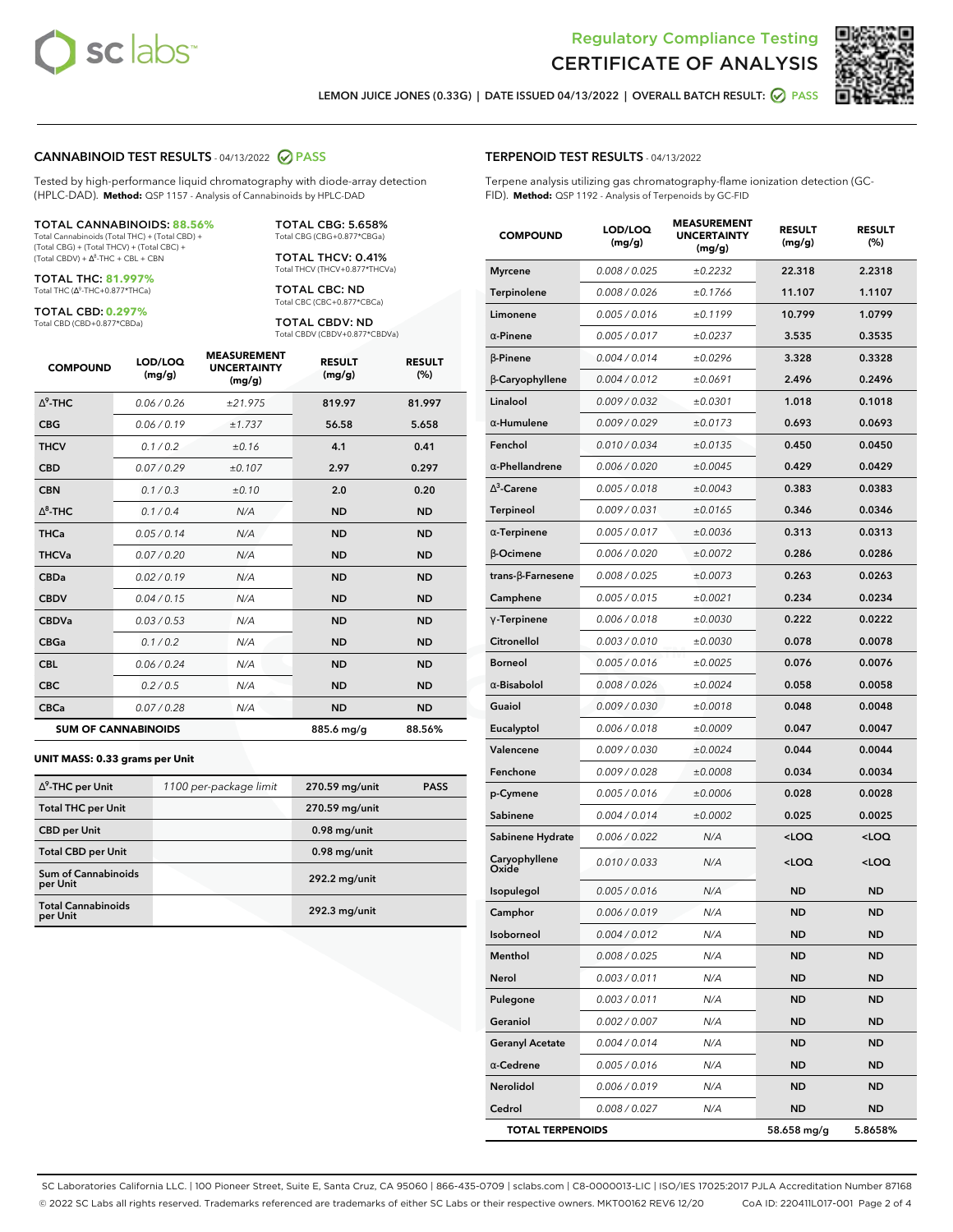Regulatory Compliance Testing
# CERTIFICATE OF ANALYSIS

LEMON JUICE JONES (0.33G) | DATE ISSUED 04/13/2022 | OVERALL BATCH RESULT: PASS

## CANNABINOID TEST RESULTS - 04/13/2022 PASS

Tested by high-performance liquid chromatography with diode-array detection (HPLC-DAD). **Method:** QSP 1157 - Analysis of Cannabinoids by HPLC-DAD

**TOTAL CANNABINOIDS: 88.56%**
Total Cannabinoids (Total THC) + (Total CBD) + (Total CBG) + (Total THCV) + (Total CBC) + (Total CBDV) + $\Delta^8$-THC + CBL + CBN

**TOTAL THC: 81.997%**
Total THC ($\Delta^9$-THC+0.877*THCa)

**TOTAL CBD: 0.297%**
Total CBD (CBD+0.877*CBDa)

**TOTAL CBG: 5.658%**
Total CBG (CBG+0.877*CBGa)

**TOTAL THCV: 0.41%**
Total THCV (THCV+0.877*THCVa)

**TOTAL CBC: ND**
Total CBC (CBC+0.877*CBCa)

**TOTAL CBDV: ND**
Total CBDV (CBDV+0.877*CBDVa)

| COMPOUND | LOD/LOQ (mg/g) | MEASUREMENT UNCERTAINTY (mg/g) | RESULT (mg/g) | RESULT (%) |
|---|---|---|---|---|
| $\Delta^9$-THC | 0.06 / 0.26 | ±21.975 | 819.97 | 81.997 |
| CBG | 0.06 / 0.19 | ±1.737 | 56.58 | 5.658 |
| THCV | 0.1 / 0.2 | ±0.16 | 4.1 | 0.41 |
| CBD | 0.07 / 0.29 | ±0.107 | 2.97 | 0.297 |
| CBN | 0.1 / 0.3 | ±0.10 | 2.0 | 0.20 |
| $\Delta^8$-THC | 0.1 / 0.4 | N/A | ND | ND |
| THCa | 0.05 / 0.14 | N/A | ND | ND |
| THCVa | 0.07 / 0.20 | N/A | ND | ND |
| CBDa | 0.02 / 0.19 | N/A | ND | ND |
| CBDV | 0.04 / 0.15 | N/A | ND | ND |
| CBDVa | 0.03 / 0.53 | N/A | ND | ND |
| CBGa | 0.1 / 0.2 | N/A | ND | ND |
| CBL | 0.06 / 0.24 | N/A | ND | ND |
| CBC | 0.2 / 0.5 | N/A | ND | ND |
| CBCa | 0.07 / 0.28 | N/A | ND | ND |
| **SUM OF CANNABINOIDS** | | | 885.6 mg/g | 88.56% |

**UNIT MASS: 0.33 grams per Unit**

| | | | |
|---|---|---|---|
| $\Delta^9$-THC per Unit | 1100 per-package limit | 270.59 mg/unit | PASS |
| Total THC per Unit | | 270.59 mg/unit | |
| CBD per Unit | | 0.98 mg/unit | |
| Total CBD per Unit | | 0.98 mg/unit | |
| Sum of Cannabinoids per Unit | | 292.2 mg/unit | |
| Total Cannabinoids per Unit | | 292.3 mg/unit | |

## TERPENOID TEST RESULTS - 04/13/2022

Terpene analysis utilizing gas chromatography-flame ionization detection (GC-FID). **Method:** QSP 1192 - Analysis of Terpenoids by GC-FID

| COMPOUND | LOD/LOQ (mg/g) | MEASUREMENT UNCERTAINTY (mg/g) | RESULT (mg/g) | RESULT (%) |
|---|---|---|---|---|
| Myrcene | 0.008 / 0.025 | ±0.2232 | 22.318 | 2.2318 |
| Terpinolene | 0.008 / 0.026 | ±0.1766 | 11.107 | 1.1107 |
| Limonene | 0.005 / 0.016 | ±0.1199 | 10.799 | 1.0799 |
| α-Pinene | 0.005 / 0.017 | ±0.0237 | 3.535 | 0.3535 |
| β-Pinene | 0.004 / 0.014 | ±0.0296 | 3.328 | 0.3328 |
| β-Caryophyllene | 0.004 / 0.012 | ±0.0691 | 2.496 | 0.2496 |
| Linalool | 0.009 / 0.032 | ±0.0301 | 1.018 | 0.1018 |
| α-Humulene | 0.009 / 0.029 | ±0.0173 | 0.693 | 0.0693 |
| Fenchol | 0.010 / 0.034 | ±0.0135 | 0.450 | 0.0450 |
| α-Phellandrene | 0.006 / 0.020 | ±0.0045 | 0.429 | 0.0429 |
| $\Delta^3$-Carene | 0.005 / 0.018 | ±0.0043 | 0.383 | 0.0383 |
| Terpineol | 0.009 / 0.031 | ±0.0165 | 0.346 | 0.0346 |
| α-Terpinene | 0.005 / 0.017 | ±0.0036 | 0.313 | 0.0313 |
| β-Ocimene | 0.006 / 0.020 | ±0.0072 | 0.286 | 0.0286 |
| trans-β-Farnesene | 0.008 / 0.025 | ±0.0073 | 0.263 | 0.0263 |
| Camphene | 0.005 / 0.015 | ±0.0021 | 0.234 | 0.0234 |
| γ-Terpinene | 0.006 / 0.018 | ±0.0030 | 0.222 | 0.0222 |
| Citronellol | 0.003 / 0.010 | ±0.0030 | 0.078 | 0.0078 |
| Borneol | 0.005 / 0.016 | ±0.0025 | 0.076 | 0.0076 |
| α-Bisabolol | 0.008 / 0.026 | ±0.0024 | 0.058 | 0.0058 |
| Guaiol | 0.009 / 0.030 | ±0.0018 | 0.048 | 0.0048 |
| Eucalyptol | 0.006 / 0.018 | ±0.0009 | 0.047 | 0.0047 |
| Valencene | 0.009 / 0.030 | ±0.0024 | 0.044 | 0.0044 |
| Fenchone | 0.009 / 0.028 | ±0.0008 | 0.034 | 0.0034 |
| p-Cymene | 0.005 / 0.016 | ±0.0006 | 0.028 | 0.0028 |
| Sabinene | 0.004 / 0.014 | ±0.0002 | 0.025 | 0.0025 |
| Sabinene Hydrate | 0.006 / 0.022 | N/A | <LOQ | <LOQ |
| Caryophyllene Oxide | 0.010 / 0.033 | N/A | <LOQ | <LOQ |
| Isopulegol | 0.005 / 0.016 | N/A | ND | ND |
| Camphor | 0.006 / 0.019 | N/A | ND | ND |
| Isoborneol | 0.004 / 0.012 | N/A | ND | ND |
| Menthol | 0.008 / 0.025 | N/A | ND | ND |
| Nerol | 0.003 / 0.011 | N/A | ND | ND |
| Pulegone | 0.003 / 0.011 | N/A | ND | ND |
| Geraniol | 0.002 / 0.007 | N/A | ND | ND |
| Geranyl Acetate | 0.004 / 0.014 | N/A | ND | ND |
| α-Cedrene | 0.005 / 0.016 | N/A | ND | ND |
| Nerolidol | 0.006 / 0.019 | N/A | ND | ND |
| Cedrol | 0.008 / 0.027 | N/A | ND | ND |
| **TOTAL TERPENOIDS** | | | 58.658 mg/g | 5.8658% |

SC Laboratories California LLC. | 100 Pioneer Street, Suite E, Santa Cruz, CA 95060 | 866-435-0709 | sclabs.com | C8-0000013-LIC | ISO/IES 17025:2017 PJLA Accreditation Number 87168
© 2022 SC Labs all rights reserved. Trademarks referenced are trademarks of either SC Labs or their respective owners. MKT00162 REV6 12/20 CoA ID: 220411L017-001